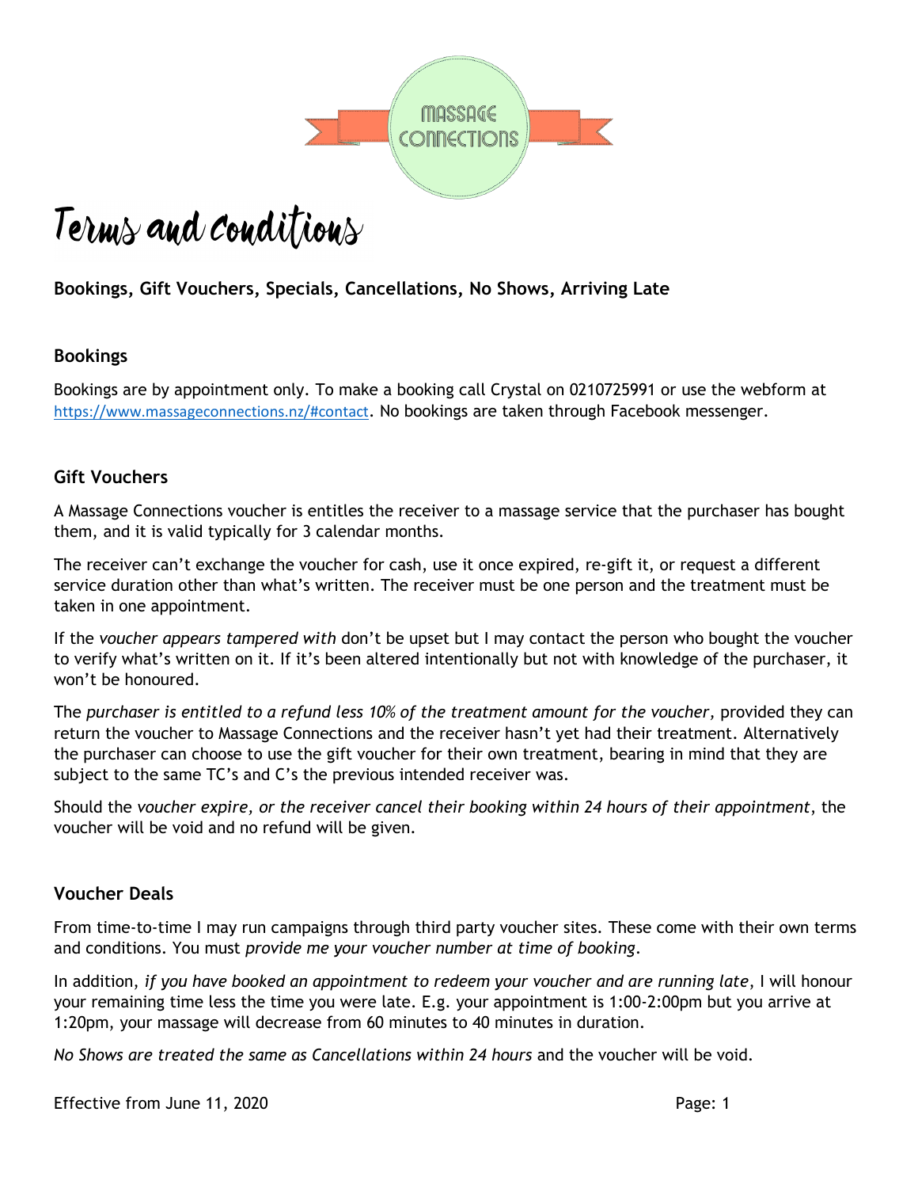MASSAGE CONNECTIONS

# Terms and Conditions

**Bookings, Gift Vouchers, Specials, Cancellations, No Shows, Arriving Late**

## Bookings

Bookings are by appointment only. To make a booking call Crystal on 0210725991 or use the webform at https://www.massageconnections.nz/#contact. No bookings are taken through Facebook messenger.

## Gift Vouchers

A Massage Connections voucher is entitles the receiver to a massage service that the purchaser has bought them, and it is valid typically for 3 calendar months.

The receiver can't exchange the voucher for cash, use it once expired, re-gift it, or request a different service duration other than what's written. The receiver must be one person and the treatment must be taken in one appointment.

If the *voucher appears tampered with* don't be upset but I may contact the person who bought the voucher to verify what's written on it. If it's been altered intentionally but not with knowledge of the purchaser, it won't be honoured.

The *purchaser is entitled to a refund less 10% of the treatment amount for the voucher,* provided they can return the voucher to Massage Connections and the receiver hasn't yet had their treatment. Alternatively the purchaser can choose to use the gift voucher for their own treatment, bearing in mind that they are subject to the same TC's and C's the previous intended receiver was.

Should the *voucher expire, or the receiver cancel their booking within 24 hours of their appointment*, the voucher will be void and no refund will be given.

## Voucher Deals

From time-to-time I may run campaigns through third party voucher sites. These come with their own terms and conditions. You must *provide me your voucher number at time of booking*.

In addition, *if you have booked an appointment to redeem your voucher and are running late*, I will honour your remaining time less the time you were late. E.g. your appointment is 1:00-2:00pm but you arrive at 1:20pm, your massage will decrease from 60 minutes to 40 minutes in duration.

*No Shows are treated the same as Cancellations within 24 hours* and the voucher will be void.

Effective from June 11, 2020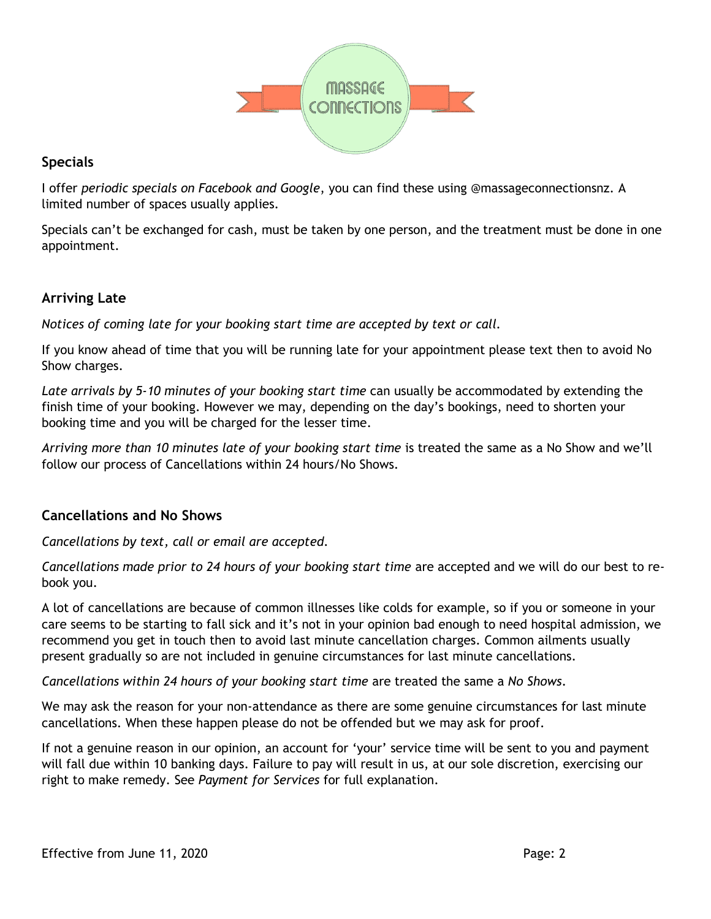## Specials

I offer *periodic specials on Facebook and Google*, you can find these using @massageconnectionsnz. A limited number of spaces usually applies.

Specials can't be exchanged for cash, must be taken by one person, and the treatment must be done in one appointment.

## Arriving Late

*Notices of coming late for your booking start time are accepted by text or call.*

If you know ahead of time that you will be running late for your appointment please text then to avoid No Show charges.

*Late arrivals by 5-10 minutes of your booking start time* can usually be accommodated by extending the finish time of your booking. However we may, depending on the day's bookings, need to shorten your booking time and you will be charged for the lesser time.

*Arriving more than 10 minutes late of your booking start time* is treated the same as a No Show and we'll follow our process of Cancellations within 24 hours/No Shows.

## Cancellations and No Shows

*Cancellations by text, call or email are accepted.*

*Cancellations made prior to 24 hours of your booking start time* are accepted and we will do our best to re-book you.

A lot of cancellations are because of common illnesses like colds for example, so if you or someone in your care seems to be starting to fall sick and it's not in your opinion bad enough to need hospital admission, we recommend you get in touch then to avoid last minute cancellation charges. Common ailments usually present gradually so are not included in genuine circumstances for last minute cancellations.

*Cancellations within 24 hours of your booking start time* are treated the same a *No Shows*.

We may ask the reason for your non-attendance as there are some genuine circumstances for last minute cancellations. When these happen please do not be offended but we may ask for proof.

If not a genuine reason in our opinion, an account for 'your' service time will be sent to you and payment will fall due within 10 banking days. Failure to pay will result in us, at our sole discretion, exercising our right to make remedy. See *Payment for Services* for full explanation.

Effective from June 11, 2020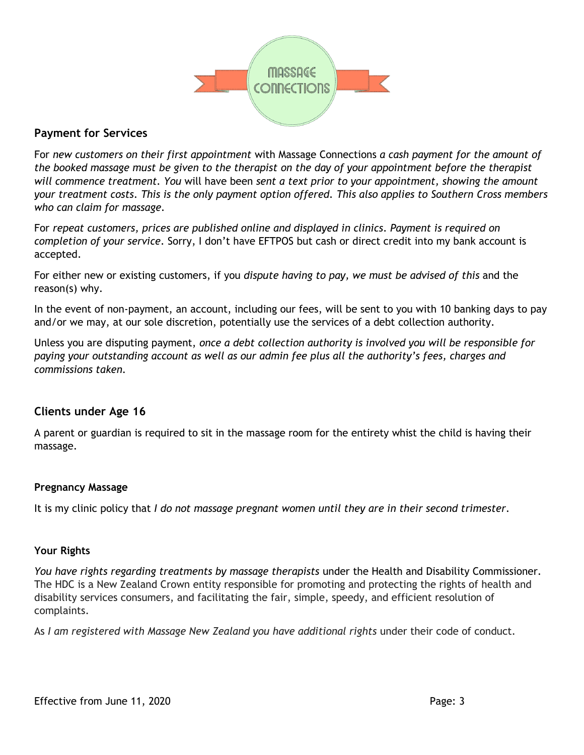## Payment for Services

For *new customers on their first appointment* with Massage Connections *a cash payment for the amount of the booked massage must be given to the therapist on the day of your appointment before the therapist will commence treatment. You* will have been *sent a text prior to your appointment, showing the amount your treatment costs. This is the only payment option offered. This also applies to Southern Cross members who can claim for massage.*

For *repeat customers, prices are published online and displayed in clinics. Payment is required on completion of your service.* Sorry, I don't have EFTPOS but cash or direct credit into my bank account is accepted.

For either new or existing customers, if you *dispute having to pay, we must be advised of this* and the reason(s) why.

In the event of non-payment, an account, including our fees, will be sent to you with 10 banking days to pay and/or we may, at our sole discretion, potentially use the services of a debt collection authority.

Unless you are disputing payment, *once a debt collection authority is involved you will be responsible for paying your outstanding account as well as our admin fee plus all the authority's fees, charges and commissions taken.*

## Clients under Age 16

A parent or guardian is required to sit in the massage room for the entirety whist the child is having their massage.

### Pregnancy Massage

It is my clinic policy that *I do not massage pregnant women until they are in their second trimester*.

### Your Rights

*You have rights regarding treatments by massage therapists* under the Health and Disability Commissioner. The HDC is a New Zealand Crown entity responsible for promoting and protecting the rights of health and disability services consumers, and facilitating the fair, simple, speedy, and efficient resolution of complaints.

As *I am registered with Massage New Zealand you have additional rights* under their code of conduct.

Effective from June 11, 2020